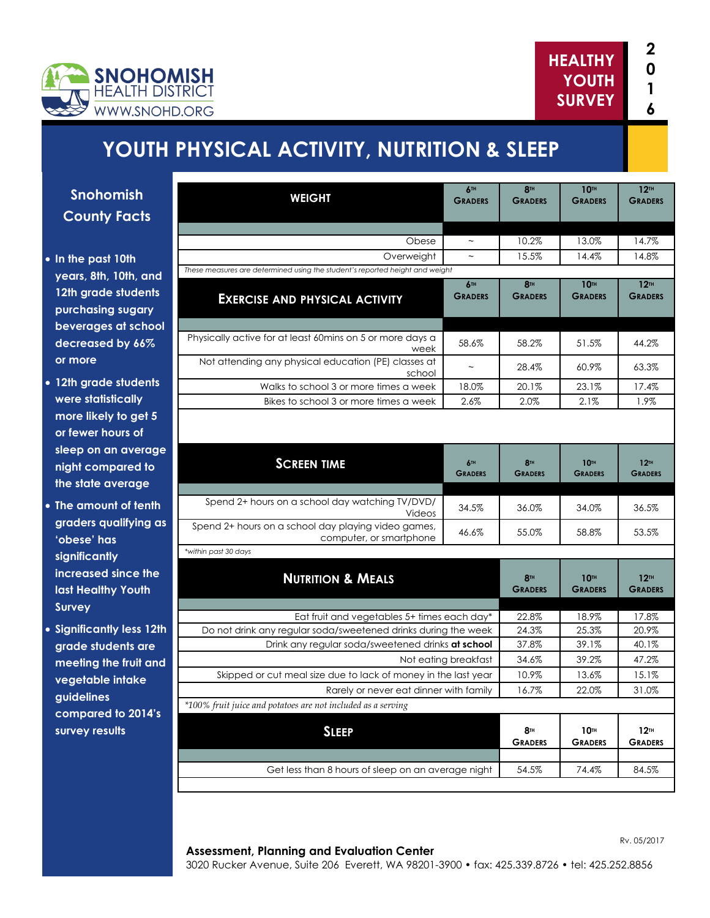SNOHOMISH HEALTH DISTRICT
WWW.SNOHD.ORG

HEALTHY YOUTH SURVEY 2016

# YOUTH PHYSICAL ACTIVITY, NUTRITION & SLEEP

## Snohomish County Facts

- In the past 10th years, 8th, 10th, and 12th grade students purchasing sugary beverages at school decreased by 66% or more
- 12th grade students were statistically more likely to get 5 or fewer hours of sleep on an average night compared to the state average
- The amount of tenth graders qualifying as 'obese' has significantly increased since the last Healthy Youth Survey
- Significantly less 12th grade students are meeting the fruit and vegetable intake guidelines compared to 2014's survey results

| WEIGHT | 6th Graders | 8th Graders | 10th Graders | 12th Graders |
|---|---|---|---|---|
| Obese | ~ | 10.2% | 13.0% | 14.7% |
| Overweight | ~ | 15.5% | 14.4% | 14.8% |

*These measures are determined using the student's reported height and weight*

| EXERCISE AND PHYSICAL ACTIVITY | 6th Graders | 8th Graders | 10th Graders | 12th Graders |
|---|---|---|---|---|
| Physically active for at least 60mins on 5 or more days a week | 58.6% | 58.2% | 51.5% | 44.2% |
| Not attending any physical education (PE) classes at school | ~ | 28.4% | 60.9% | 63.3% |
| Walks to school 3 or more times a week | 18.0% | 20.1% | 23.1% | 17.4% |
| Bikes to school 3 or more times a week | 2.6% | 2.0% | 2.1% | 1.9% |

| SCREEN TIME | 6th Graders | 8th Graders | 10th Graders | 12th Graders |
|---|---|---|---|---|
| Spend 2+ hours on a school day watching TV/DVD/Videos | 34.5% | 36.0% | 34.0% | 36.5% |
| Spend 2+ hours on a school day playing video games, computer, or smartphone | 46.6% | 55.0% | 58.8% | 53.5% |

*within past 30 days

| NUTRITION & MEALS | 8th Graders | 10th Graders | 12th Graders |
|---|---|---|---|
| Eat fruit and vegetables 5+ times each day* | 22.8% | 18.9% | 17.8% |
| Do not drink any regular soda/sweetened drinks during the week | 24.3% | 25.3% | 20.9% |
| Drink any regular soda/sweetened drinks **at school** | 37.8% | 39.1% | 40.1% |
| Not eating breakfast | 34.6% | 39.2% | 47.2% |
| Skipped or cut meal size due to lack of money in the last year | 10.9% | 13.6% | 15.1% |
| Rarely or never eat dinner with family | 16.7% | 22.0% | 31.0% |

*100% fruit juice and potatoes are not included as a serving

| SLEEP | 8th Graders | 10th Graders | 12th Graders |
|---|---|---|---|
| Get less than 8 hours of sleep on an average night | 54.5% | 74.4% | 84.5% |

Rv. 05/2017

**Assessment, Planning and Evaluation Center**
3020 Rucker Avenue, Suite 206 Everett, WA 98201-3900 • fax: 425.339.8726 • tel: 425.252.8856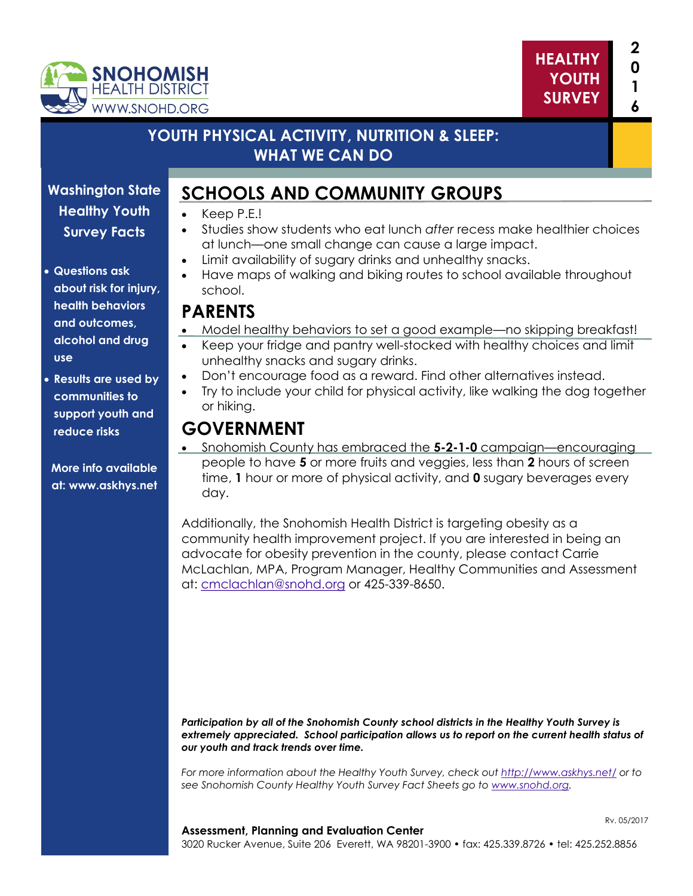SNOHOMISH HEALTH DISTRICT
WWW.SNOHD.ORG

HEALTHY YOUTH SURVEY 2016

# YOUTH PHYSICAL ACTIVITY, NUTRITION & SLEEP: WHAT WE CAN DO

**Washington State Healthy Youth Survey Facts**

- **Questions ask about risk for injury, health behaviors and outcomes, alcohol and drug use**
- **Results are used by communities to support youth and reduce risks**

**More info available at: www.askhys.net**

## SCHOOLS AND COMMUNITY GROUPS

- Keep P.E.!
- Studies show students who eat lunch *after* recess make healthier choices at lunch—one small change can cause a large impact.
- Limit availability of sugary drinks and unhealthy snacks.
- Have maps of walking and biking routes to school available throughout school.

## PARENTS

- Model healthy behaviors to set a good example—no skipping breakfast!
- Keep your fridge and pantry well-stocked with healthy choices and limit unhealthy snacks and sugary drinks.
- Don't encourage food as a reward. Find other alternatives instead.
- Try to include your child for physical activity, like walking the dog together or hiking.

## GOVERNMENT

- Snohomish County has embraced the **5-2-1-0** campaign—encouraging people to have **5** or more fruits and veggies, less than **2** hours of screen time, **1** hour or more of physical activity, and **0** sugary beverages every day.

Additionally, the Snohomish Health District is targeting obesity as a community health improvement project. If you are interested in being an advocate for obesity prevention in the county, please contact Carrie McLachlan, MPA, Program Manager, Healthy Communities and Assessment at: cmclachlan@snohd.org or 425-339-8650.

***Participation by all of the Snohomish County school districts in the Healthy Youth Survey is extremely appreciated. School participation allows us to report on the current health status of our youth and track trends over time.***

*For more information about the Healthy Youth Survey, check out http://www.askhys.net/ or to see Snohomish County Healthy Youth Survey Fact Sheets go to www.snohd.org.*

Rv. 05/2017

**Assessment, Planning and Evaluation Center**
3020 Rucker Avenue, Suite 206 Everett, WA 98201-3900 • fax: 425.339.8726 • tel: 425.252.8856